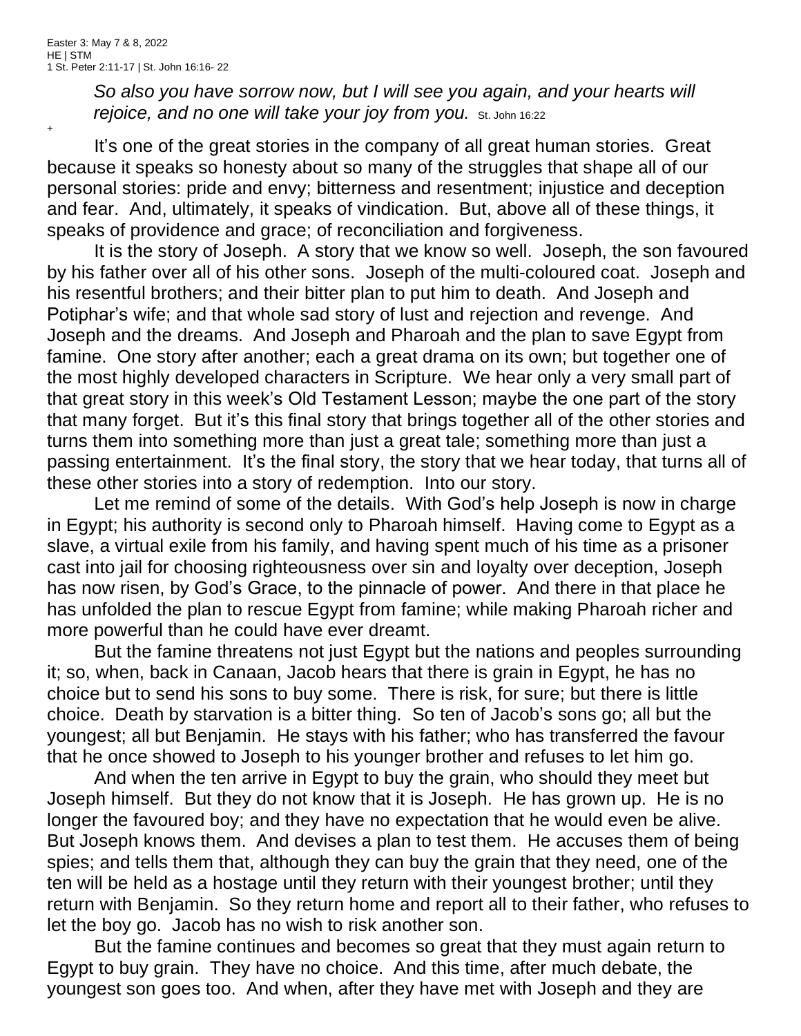Easter 3: May 7 & 8, 2022
HE | STM
1 St. Peter 2:11-17 | St. John 16:16- 22

*So also you have sorrow now, but I will see you again, and your hearts will rejoice, and no one will take your joy from you.* St. John 16:22

+

It's one of the great stories in the company of all great human stories. Great because it speaks so honesty about so many of the struggles that shape all of our personal stories: pride and envy; bitterness and resentment; injustice and deception and fear. And, ultimately, it speaks of vindication. But, above all of these things, it speaks of providence and grace; of reconciliation and forgiveness.

It is the story of Joseph. A story that we know so well. Joseph, the son favoured by his father over all of his other sons. Joseph of the multi-coloured coat. Joseph and his resentful brothers; and their bitter plan to put him to death. And Joseph and Potiphar's wife; and that whole sad story of lust and rejection and revenge. And Joseph and the dreams. And Joseph and Pharoah and the plan to save Egypt from famine. One story after another; each a great drama on its own; but together one of the most highly developed characters in Scripture. We hear only a very small part of that great story in this week's Old Testament Lesson; maybe the one part of the story that many forget. But it's this final story that brings together all of the other stories and turns them into something more than just a great tale; something more than just a passing entertainment. It's the final story, the story that we hear today, that turns all of these other stories into a story of redemption. Into our story.

Let me remind of some of the details. With God's help Joseph is now in charge in Egypt; his authority is second only to Pharoah himself. Having come to Egypt as a slave, a virtual exile from his family, and having spent much of his time as a prisoner cast into jail for choosing righteousness over sin and loyalty over deception, Joseph has now risen, by God's Grace, to the pinnacle of power. And there in that place he has unfolded the plan to rescue Egypt from famine; while making Pharoah richer and more powerful than he could have ever dreamt.

But the famine threatens not just Egypt but the nations and peoples surrounding it; so, when, back in Canaan, Jacob hears that there is grain in Egypt, he has no choice but to send his sons to buy some. There is risk, for sure; but there is little choice. Death by starvation is a bitter thing. So ten of Jacob's sons go; all but the youngest; all but Benjamin. He stays with his father; who has transferred the favour that he once showed to Joseph to his younger brother and refuses to let him go.

And when the ten arrive in Egypt to buy the grain, who should they meet but Joseph himself. But they do not know that it is Joseph. He has grown up. He is no longer the favoured boy; and they have no expectation that he would even be alive. But Joseph knows them. And devises a plan to test them. He accuses them of being spies; and tells them that, although they can buy the grain that they need, one of the ten will be held as a hostage until they return with their youngest brother; until they return with Benjamin. So they return home and report all to their father, who refuses to let the boy go. Jacob has no wish to risk another son.

But the famine continues and becomes so great that they must again return to Egypt to buy grain. They have no choice. And this time, after much debate, the youngest son goes too. And when, after they have met with Joseph and they are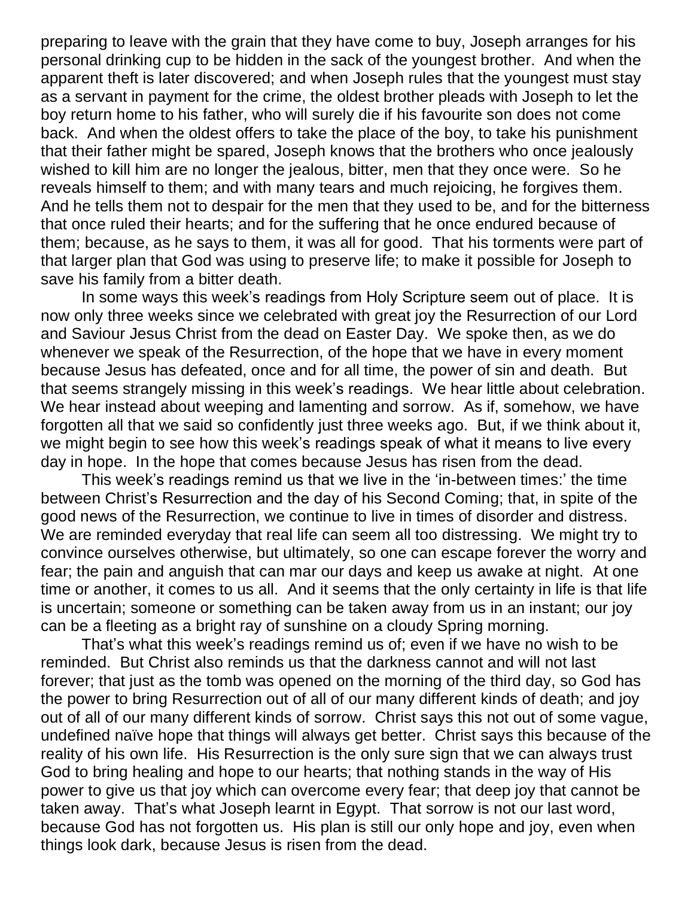preparing to leave with the grain that they have come to buy, Joseph arranges for his personal drinking cup to be hidden in the sack of the youngest brother. And when the apparent theft is later discovered; and when Joseph rules that the youngest must stay as a servant in payment for the crime, the oldest brother pleads with Joseph to let the boy return home to his father, who will surely die if his favourite son does not come back. And when the oldest offers to take the place of the boy, to take his punishment that their father might be spared, Joseph knows that the brothers who once jealously wished to kill him are no longer the jealous, bitter, men that they once were. So he reveals himself to them; and with many tears and much rejoicing, he forgives them. And he tells them not to despair for the men that they used to be, and for the bitterness that once ruled their hearts; and for the suffering that he once endured because of them; because, as he says to them, it was all for good. That his torments were part of that larger plan that God was using to preserve life; to make it possible for Joseph to save his family from a bitter death.

In some ways this week's readings from Holy Scripture seem out of place. It is now only three weeks since we celebrated with great joy the Resurrection of our Lord and Saviour Jesus Christ from the dead on Easter Day. We spoke then, as we do whenever we speak of the Resurrection, of the hope that we have in every moment because Jesus has defeated, once and for all time, the power of sin and death. But that seems strangely missing in this week's readings. We hear little about celebration. We hear instead about weeping and lamenting and sorrow. As if, somehow, we have forgotten all that we said so confidently just three weeks ago. But, if we think about it, we might begin to see how this week's readings speak of what it means to live every day in hope. In the hope that comes because Jesus has risen from the dead.

This week's readings remind us that we live in the 'in-between times:' the time between Christ's Resurrection and the day of his Second Coming; that, in spite of the good news of the Resurrection, we continue to live in times of disorder and distress. We are reminded everyday that real life can seem all too distressing. We might try to convince ourselves otherwise, but ultimately, so one can escape forever the worry and fear; the pain and anguish that can mar our days and keep us awake at night. At one time or another, it comes to us all. And it seems that the only certainty in life is that life is uncertain; someone or something can be taken away from us in an instant; our joy can be a fleeting as a bright ray of sunshine on a cloudy Spring morning.

That's what this week's readings remind us of; even if we have no wish to be reminded. But Christ also reminds us that the darkness cannot and will not last forever; that just as the tomb was opened on the morning of the third day, so God has the power to bring Resurrection out of all of our many different kinds of death; and joy out of all of our many different kinds of sorrow. Christ says this not out of some vague, undefined naïve hope that things will always get better. Christ says this because of the reality of his own life. His Resurrection is the only sure sign that we can always trust God to bring healing and hope to our hearts; that nothing stands in the way of His power to give us that joy which can overcome every fear; that deep joy that cannot be taken away. That's what Joseph learnt in Egypt. That sorrow is not our last word, because God has not forgotten us. His plan is still our only hope and joy, even when things look dark, because Jesus is risen from the dead.